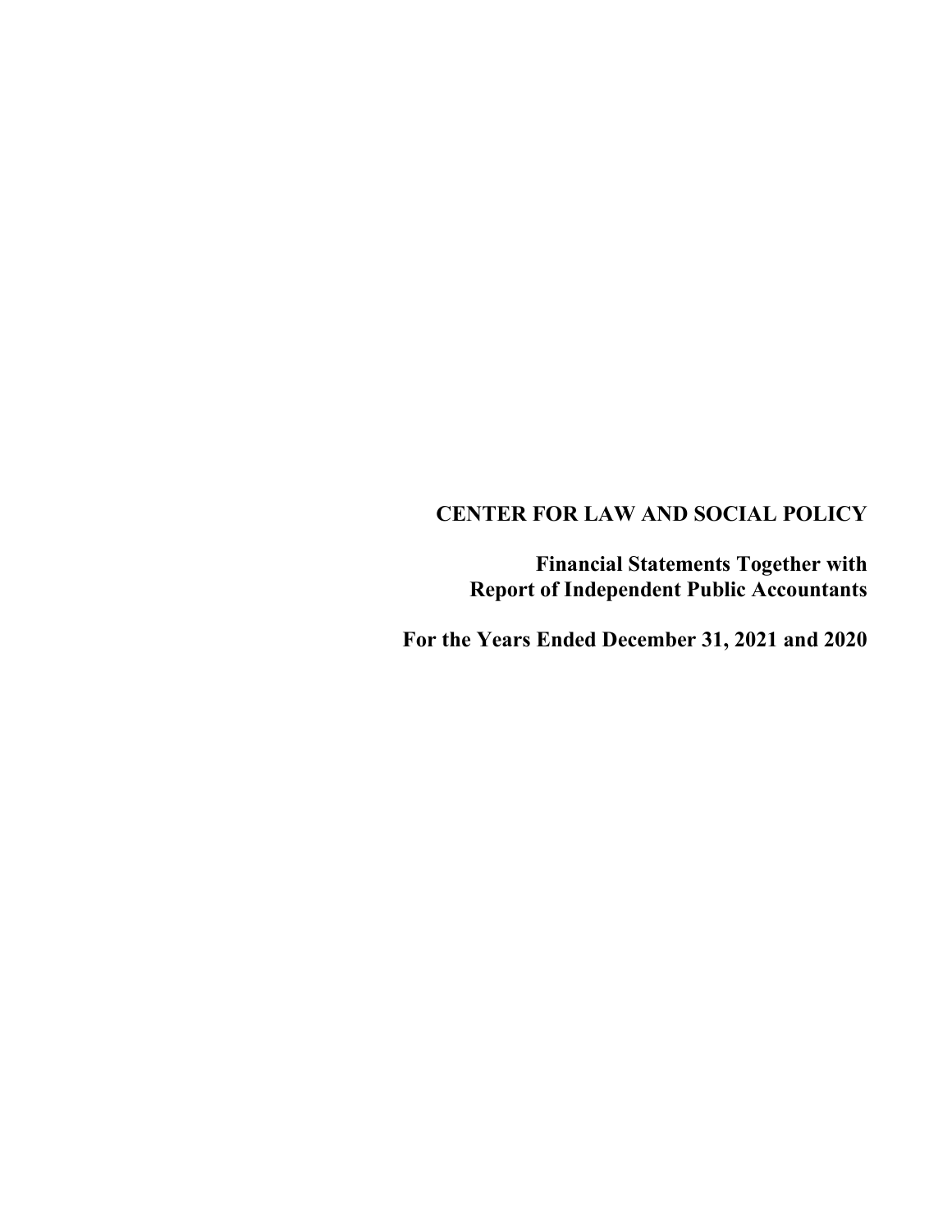# CENTER FOR LAW AND SOCIAL POLICY

## Financial Statements Together with Report of Independent Public Accountants

## For the Years Ended December 31, 2021 and 2020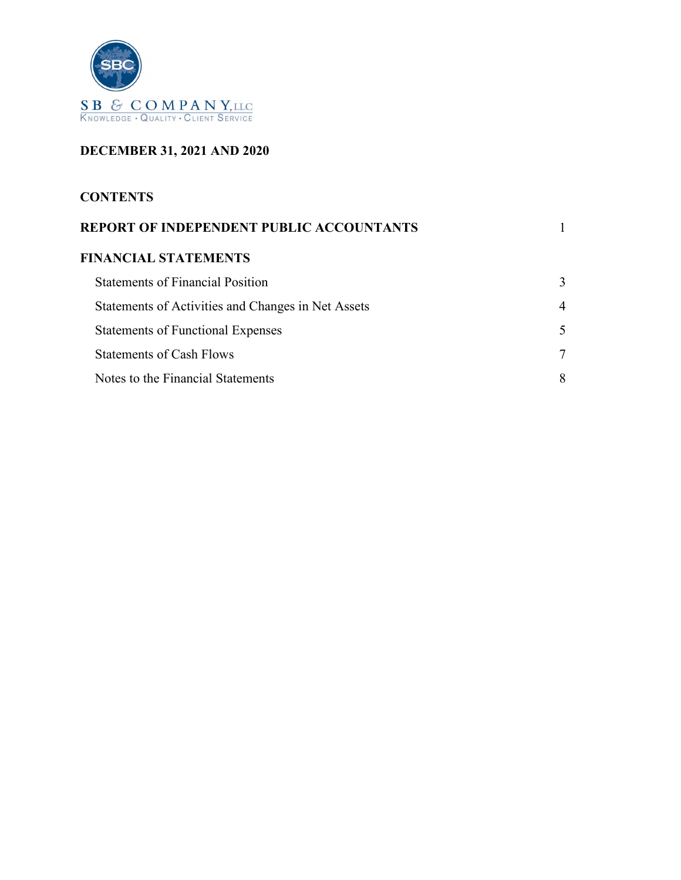SB & COMPANY, LLC

KNOWLEDGE • QUALITY • CLIENT SERVICE

**DECEMBER 31, 2021 AND 2020**

## CONTENTS

| | |
|---|---|
| **REPORT OF INDEPENDENT PUBLIC ACCOUNTANTS** | 1 |
| **FINANCIAL STATEMENTS** | |
| Statements of Financial Position | 3 |
| Statements of Activities and Changes in Net Assets | 4 |
| Statements of Functional Expenses | 5 |
| Statements of Cash Flows | 7 |
| Notes to the Financial Statements | 8 |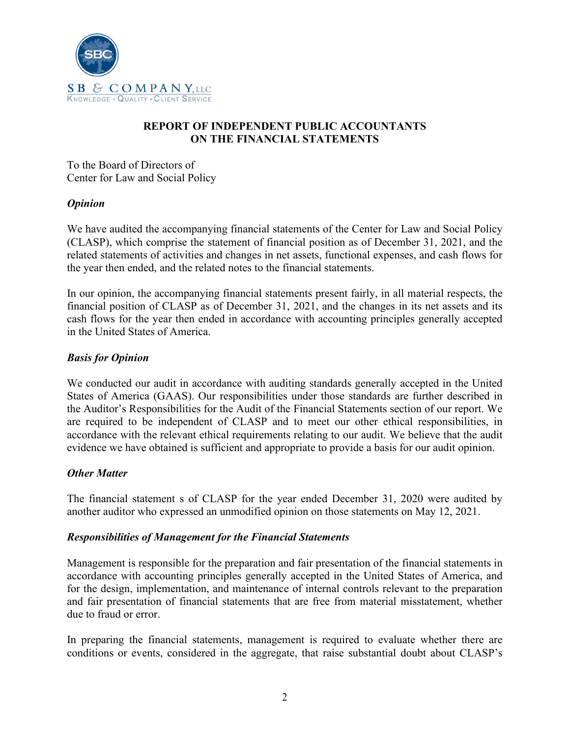**SB & COMPANY, LLC**
KNOWLEDGE · QUALITY · CLIENT SERVICE

## REPORT OF INDEPENDENT PUBLIC ACCOUNTANTS ON THE FINANCIAL STATEMENTS

To the Board of Directors of
Center for Law and Social Policy

### *Opinion*

We have audited the accompanying financial statements of the Center for Law and Social Policy (CLASP), which comprise the statement of financial position as of December 31, 2021, and the related statements of activities and changes in net assets, functional expenses, and cash flows for the year then ended, and the related notes to the financial statements.

In our opinion, the accompanying financial statements present fairly, in all material respects, the financial position of CLASP as of December 31, 2021, and the changes in its net assets and its cash flows for the year then ended in accordance with accounting principles generally accepted in the United States of America.

### *Basis for Opinion*

We conducted our audit in accordance with auditing standards generally accepted in the United States of America (GAAS). Our responsibilities under those standards are further described in the Auditor's Responsibilities for the Audit of the Financial Statements section of our report. We are required to be independent of CLASP and to meet our other ethical responsibilities, in accordance with the relevant ethical requirements relating to our audit. We believe that the audit evidence we have obtained is sufficient and appropriate to provide a basis for our audit opinion.

### *Other Matter*

The financial statement s of CLASP for the year ended December 31, 2020 were audited by another auditor who expressed an unmodified opinion on those statements on May 12, 2021.

### *Responsibilities of Management for the Financial Statements*

Management is responsible for the preparation and fair presentation of the financial statements in accordance with accounting principles generally accepted in the United States of America, and for the design, implementation, and maintenance of internal controls relevant to the preparation and fair presentation of financial statements that are free from material misstatement, whether due to fraud or error.

In preparing the financial statements, management is required to evaluate whether there are conditions or events, considered in the aggregate, that raise substantial doubt about CLASP's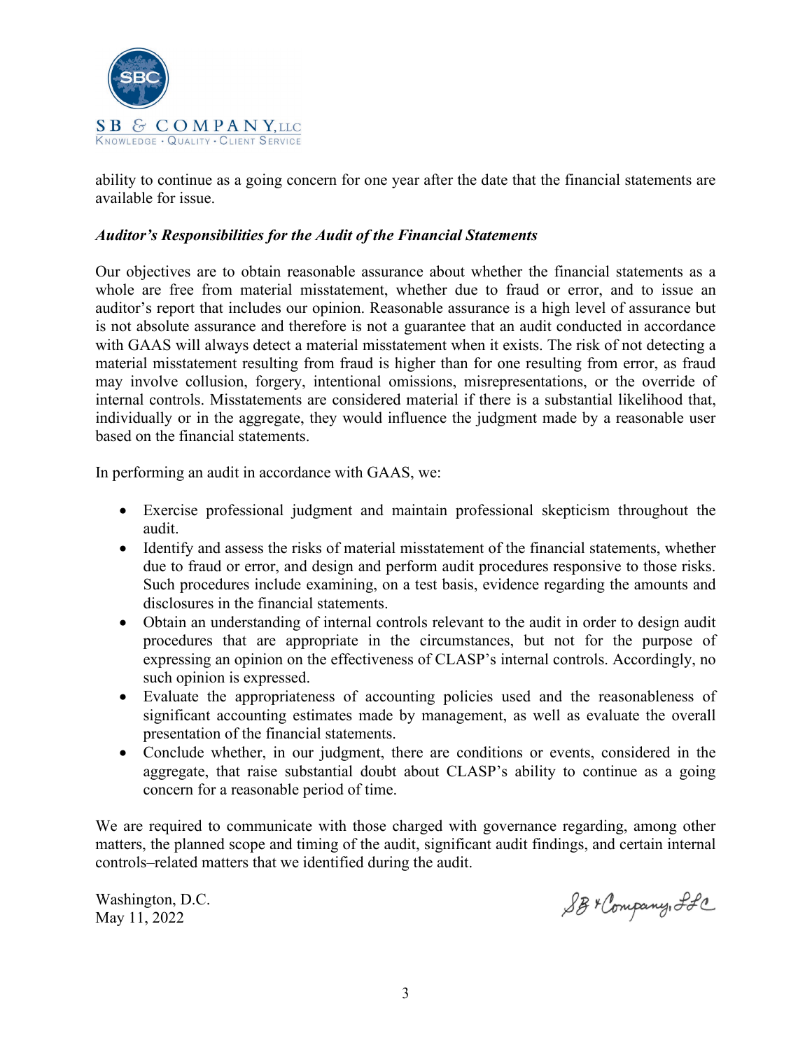ability to continue as a going concern for one year after the date that the financial statements are available for issue.

***Auditor's Responsibilities for the Audit of the Financial Statements***

Our objectives are to obtain reasonable assurance about whether the financial statements as a whole are free from material misstatement, whether due to fraud or error, and to issue an auditor's report that includes our opinion. Reasonable assurance is a high level of assurance but is not absolute assurance and therefore is not a guarantee that an audit conducted in accordance with GAAS will always detect a material misstatement when it exists. The risk of not detecting a material misstatement resulting from fraud is higher than for one resulting from error, as fraud may involve collusion, forgery, intentional omissions, misrepresentations, or the override of internal controls. Misstatements are considered material if there is a substantial likelihood that, individually or in the aggregate, they would influence the judgment made by a reasonable user based on the financial statements.

In performing an audit in accordance with GAAS, we:

- Exercise professional judgment and maintain professional skepticism throughout the audit.
- Identify and assess the risks of material misstatement of the financial statements, whether due to fraud or error, and design and perform audit procedures responsive to those risks. Such procedures include examining, on a test basis, evidence regarding the amounts and disclosures in the financial statements.
- Obtain an understanding of internal controls relevant to the audit in order to design audit procedures that are appropriate in the circumstances, but not for the purpose of expressing an opinion on the effectiveness of CLASP's internal controls. Accordingly, no such opinion is expressed.
- Evaluate the appropriateness of accounting policies used and the reasonableness of significant accounting estimates made by management, as well as evaluate the overall presentation of the financial statements.
- Conclude whether, in our judgment, there are conditions or events, considered in the aggregate, that raise substantial doubt about CLASP's ability to continue as a going concern for a reasonable period of time.

We are required to communicate with those charged with governance regarding, among other matters, the planned scope and timing of the audit, significant audit findings, and certain internal controls–related matters that we identified during the audit.

Washington, D.C.
May 11, 2022

SB & Company, LLC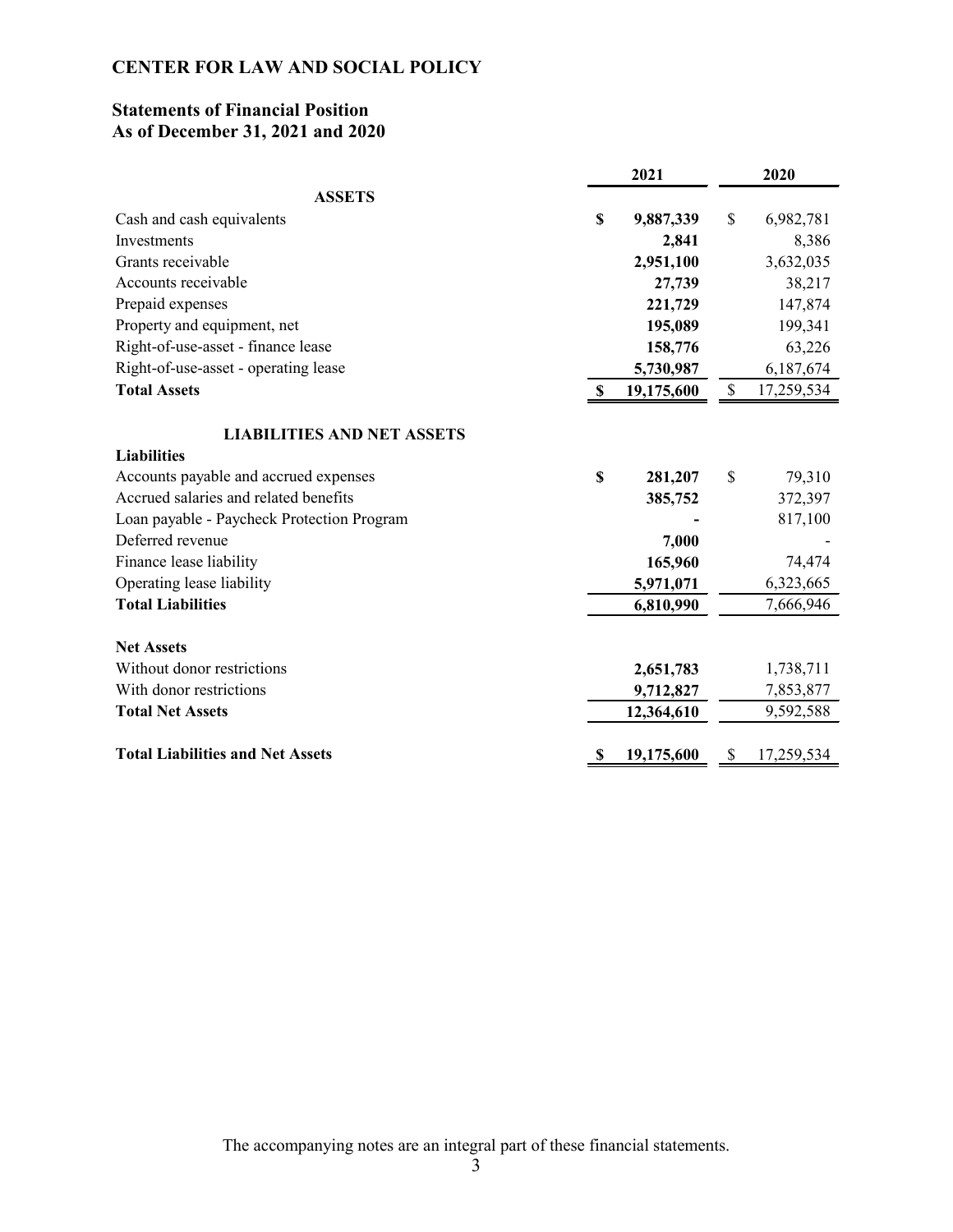## CENTER FOR LAW AND SOCIAL POLICY

### Statements of Financial Position
### As of December 31, 2021 and 2020

| | 2021 | 2020 |
|---|---|---|
| **ASSETS** | | |
| Cash and cash equivalents | **$ 9,887,339** | $ 6,982,781 |
| Investments | **2,841** | 8,386 |
| Grants receivable | **2,951,100** | 3,632,035 |
| Accounts receivable | **27,739** | 38,217 |
| Prepaid expenses | **221,729** | 147,874 |
| Property and equipment, net | **195,089** | 199,341 |
| Right-of-use-asset - finance lease | **158,776** | 63,226 |
| Right-of-use-asset - operating lease | **5,730,987** | 6,187,674 |
| **Total Assets** | **$ 19,175,600** | $ 17,259,534 |
| | | |
| **LIABILITIES AND NET ASSETS** | | |
| **Liabilities** | | |
| Accounts payable and accrued expenses | **$ 281,207** | $ 79,310 |
| Accrued salaries and related benefits | **385,752** | 372,397 |
| Loan payable - Paycheck Protection Program | **-** | 817,100 |
| Deferred revenue | **7,000** | - |
| Finance lease liability | **165,960** | 74,474 |
| Operating lease liability | **5,971,071** | 6,323,665 |
| **Total Liabilities** | **6,810,990** | 7,666,946 |
| | | |
| **Net Assets** | | |
| Without donor restrictions | **2,651,783** | 1,738,711 |
| With donor restrictions | **9,712,827** | 7,853,877 |
| **Total Net Assets** | **12,364,610** | 9,592,588 |
| | | |
| **Total Liabilities and Net Assets** | **$ 19,175,600** | $ 17,259,534 |

The accompanying notes are an integral part of these financial statements.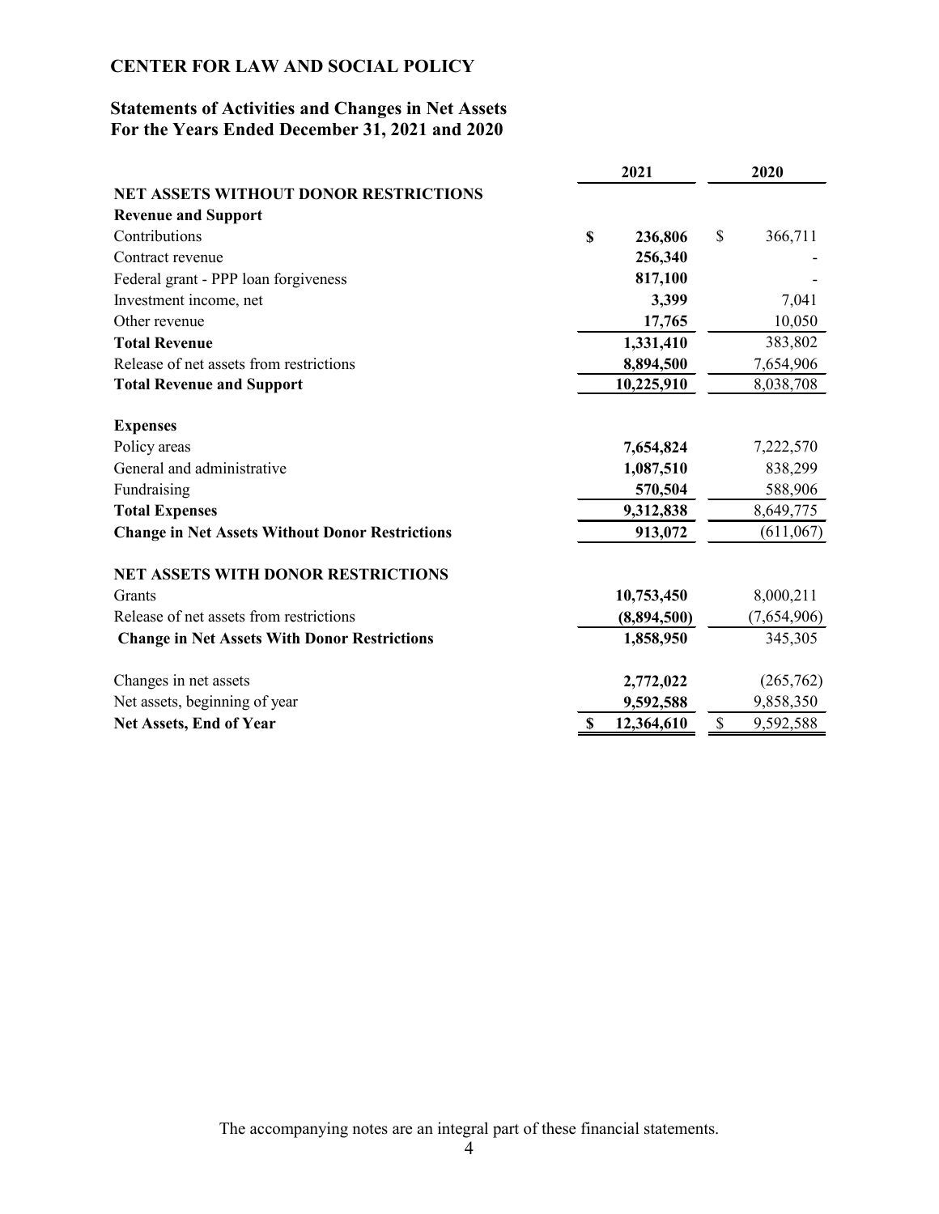**CENTER FOR LAW AND SOCIAL POLICY**

**Statements of Activities and Changes in Net Assets**
**For the Years Ended December 31, 2021 and 2020**

| | 2021 | 2020 |
|---|---|---|
| **NET ASSETS WITHOUT DONOR RESTRICTIONS** | | |
| **Revenue and Support** | | |
| Contributions | **$ 236,806** | $ 366,711 |
| Contract revenue | **256,340** | - |
| Federal grant - PPP loan forgiveness | **817,100** | - |
| Investment income, net | **3,399** | 7,041 |
| Other revenue | **17,765** | 10,050 |
| **Total Revenue** | **1,331,410** | 383,802 |
| Release of net assets from restrictions | **8,894,500** | 7,654,906 |
| **Total Revenue and Support** | **10,225,910** | 8,038,708 |
| | | |
| **Expenses** | | |
| Policy areas | **7,654,824** | 7,222,570 |
| General and administrative | **1,087,510** | 838,299 |
| Fundraising | **570,504** | 588,906 |
| **Total Expenses** | **9,312,838** | 8,649,775 |
| **Change in Net Assets Without Donor Restrictions** | **913,072** | (611,067) |
| | | |
| **NET ASSETS WITH DONOR RESTRICTIONS** | | |
| Grants | **10,753,450** | 8,000,211 |
| Release of net assets from restrictions | **(8,894,500)** | (7,654,906) |
| **Change in Net Assets With Donor Restrictions** | **1,858,950** | 345,305 |
| | | |
| Changes in net assets | **2,772,022** | (265,762) |
| Net assets, beginning of year | **9,592,588** | 9,858,350 |
| **Net Assets, End of Year** | **$ 12,364,610** | $ 9,592,588 |

The accompanying notes are an integral part of these financial statements.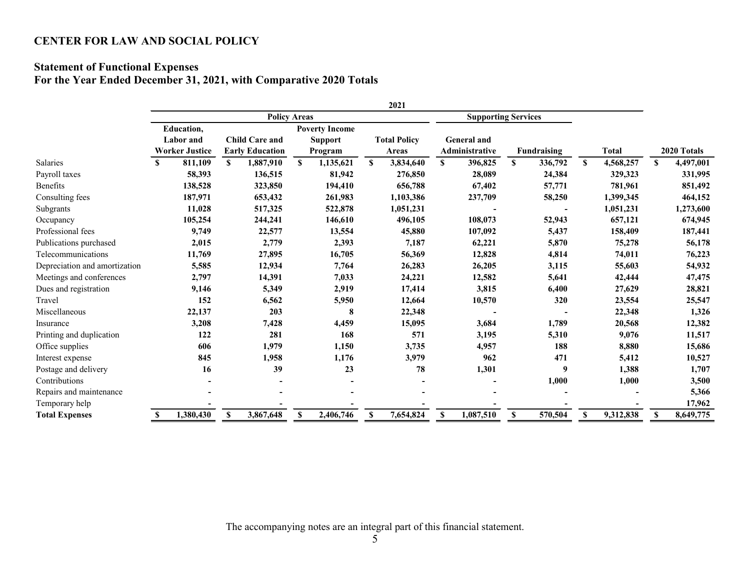**CENTER FOR LAW AND SOCIAL POLICY**

**Statement of Functional Expenses**
**For the Year Ended December 31, 2021, with Comparative 2020 Totals**

| | 2021 | | | | | | | |
|---|---|---|---|---|---|---|---|---|
| | Policy Areas | | | | Supporting Services | | | |
| | Education, Labor and Worker Justice | Child Care and Early Education | Poverty Income Support Program | Total Policy Areas | General and Administrative | Fundraising | Total | 2020 Totals |
| Salaries | $ 811,109 | $ 1,887,910 | $ 1,135,621 | $ 3,834,640 | $ 396,825 | $ 336,792 | $ 4,568,257 | $ 4,497,001 |
| Payroll taxes | 58,393 | 136,515 | 81,942 | 276,850 | 28,089 | 24,384 | 329,323 | 331,995 |
| Benefits | 138,528 | 323,850 | 194,410 | 656,788 | 67,402 | 57,771 | 781,961 | 851,492 |
| Consulting fees | 187,971 | 653,432 | 261,983 | 1,103,386 | 237,709 | 58,250 | 1,399,345 | 464,152 |
| Subgrants | 11,028 | 517,325 | 522,878 | 1,051,231 | - | - | 1,051,231 | 1,273,600 |
| Occupancy | 105,254 | 244,241 | 146,610 | 496,105 | 108,073 | 52,943 | 657,121 | 674,945 |
| Professional fees | 9,749 | 22,577 | 13,554 | 45,880 | 107,092 | 5,437 | 158,409 | 187,441 |
| Publications purchased | 2,015 | 2,779 | 2,393 | 7,187 | 62,221 | 5,870 | 75,278 | 56,178 |
| Telecommunications | 11,769 | 27,895 | 16,705 | 56,369 | 12,828 | 4,814 | 74,011 | 76,223 |
| Depreciation and amortization | 5,585 | 12,934 | 7,764 | 26,283 | 26,205 | 3,115 | 55,603 | 54,932 |
| Meetings and conferences | 2,797 | 14,391 | 7,033 | 24,221 | 12,582 | 5,641 | 42,444 | 47,475 |
| Dues and registration | 9,146 | 5,349 | 2,919 | 17,414 | 3,815 | 6,400 | 27,629 | 28,821 |
| Travel | 152 | 6,562 | 5,950 | 12,664 | 10,570 | 320 | 23,554 | 25,547 |
| Miscellaneous | 22,137 | 203 | 8 | 22,348 | - | - | 22,348 | 1,326 |
| Insurance | 3,208 | 7,428 | 4,459 | 15,095 | 3,684 | 1,789 | 20,568 | 12,382 |
| Printing and duplication | 122 | 281 | 168 | 571 | 3,195 | 5,310 | 9,076 | 11,517 |
| Office supplies | 606 | 1,979 | 1,150 | 3,735 | 4,957 | 188 | 8,880 | 15,686 |
| Interest expense | 845 | 1,958 | 1,176 | 3,979 | 962 | 471 | 5,412 | 10,527 |
| Postage and delivery | 16 | 39 | 23 | 78 | 1,301 | 9 | 1,388 | 1,707 |
| Contributions | - | - | - | - | - | 1,000 | 1,000 | 3,500 |
| Repairs and maintenance | - | - | - | - | - | - | - | 5,366 |
| Temporary help | - | - | - | - | - | - | - | 17,962 |
| **Total Expenses** | **$ 1,380,430** | **$ 3,867,648** | **$ 2,406,746** | **$ 7,654,824** | **$ 1,087,510** | **$ 570,504** | **$ 9,312,838** | **$ 8,649,775** |

The accompanying notes are an integral part of this financial statement.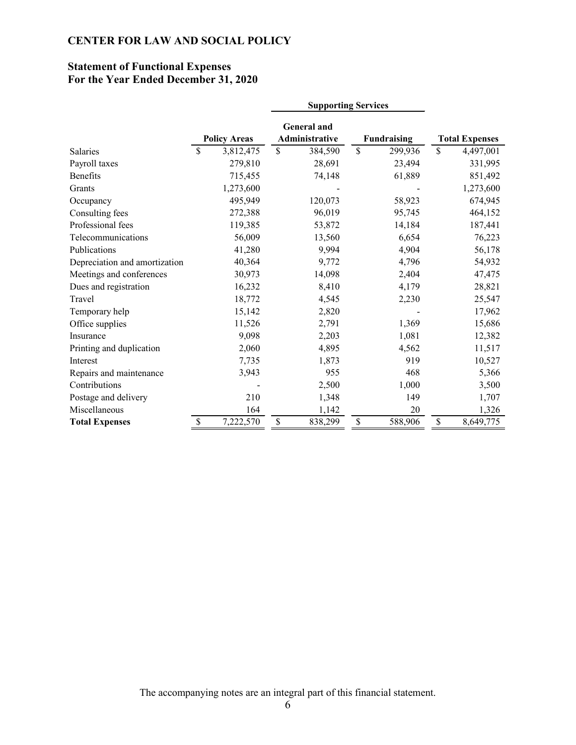**CENTER FOR LAW AND SOCIAL POLICY**

**Statement of Functional Expenses**
**For the Year Ended December 31, 2020**

| | | Supporting Services | | |
|---|---|---|---|---|
| | **Policy Areas** | **General and Administrative** | **Fundraising** | **Total Expenses** |
| Salaries | $ 3,812,475 | $ 384,590 | $ 299,936 | $ 4,497,001 |
| Payroll taxes | 279,810 | 28,691 | 23,494 | 331,995 |
| Benefits | 715,455 | 74,148 | 61,889 | 851,492 |
| Grants | 1,273,600 | - | - | 1,273,600 |
| Occupancy | 495,949 | 120,073 | 58,923 | 674,945 |
| Consulting fees | 272,388 | 96,019 | 95,745 | 464,152 |
| Professional fees | 119,385 | 53,872 | 14,184 | 187,441 |
| Telecommunications | 56,009 | 13,560 | 6,654 | 76,223 |
| Publications | 41,280 | 9,994 | 4,904 | 56,178 |
| Depreciation and amortization | 40,364 | 9,772 | 4,796 | 54,932 |
| Meetings and conferences | 30,973 | 14,098 | 2,404 | 47,475 |
| Dues and registration | 16,232 | 8,410 | 4,179 | 28,821 |
| Travel | 18,772 | 4,545 | 2,230 | 25,547 |
| Temporary help | 15,142 | 2,820 | - | 17,962 |
| Office supplies | 11,526 | 2,791 | 1,369 | 15,686 |
| Insurance | 9,098 | 2,203 | 1,081 | 12,382 |
| Printing and duplication | 2,060 | 4,895 | 4,562 | 11,517 |
| Interest | 7,735 | 1,873 | 919 | 10,527 |
| Repairs and maintenance | 3,943 | 955 | 468 | 5,366 |
| Contributions | - | 2,500 | 1,000 | 3,500 |
| Postage and delivery | 210 | 1,348 | 149 | 1,707 |
| Miscellaneous | 164 | 1,142 | 20 | 1,326 |
| **Total Expenses** | $ 7,222,570 | $ 838,299 | $ 588,906 | $ 8,649,775 |

The accompanying notes are an integral part of this financial statement.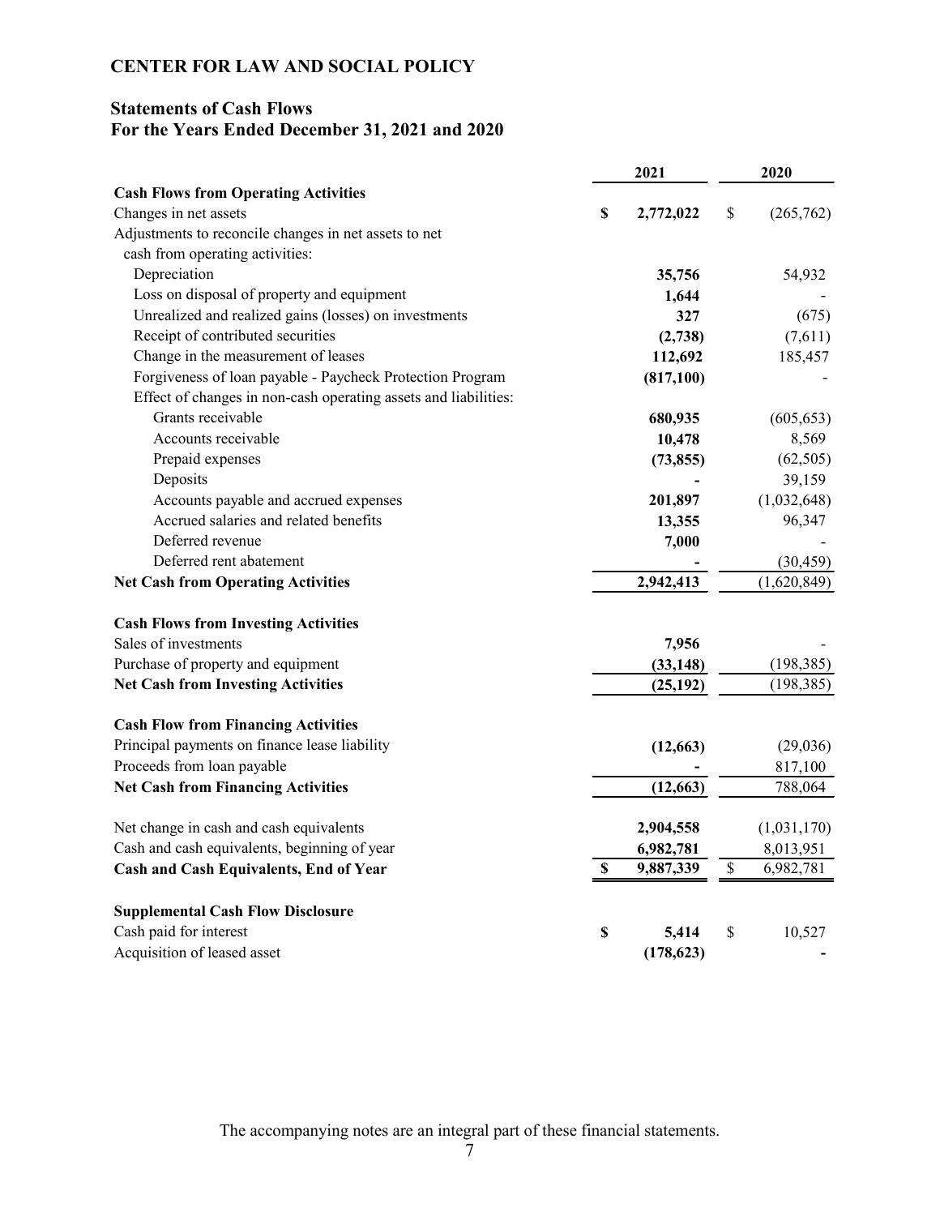**CENTER FOR LAW AND SOCIAL POLICY**

**Statements of Cash Flows**
**For the Years Ended December 31, 2021 and 2020**

| | 2021 | 2020 |
|---|---|---|
| **Cash Flows from Operating Activities** | | |
| Changes in net assets | **$ 2,772,022** | $ (265,762) |
| Adjustments to reconcile changes in net assets to net cash from operating activities: | | |
| Depreciation | **35,756** | 54,932 |
| Loss on disposal of property and equipment | **1,644** | - |
| Unrealized and realized gains (losses) on investments | **327** | (675) |
| Receipt of contributed securities | **(2,738)** | (7,611) |
| Change in the measurement of leases | **112,692** | 185,457 |
| Forgiveness of loan payable - Paycheck Protection Program | **(817,100)** | - |
| Effect of changes in non-cash operating assets and liabilities: | | |
| Grants receivable | **680,935** | (605,653) |
| Accounts receivable | **10,478** | 8,569 |
| Prepaid expenses | **(73,855)** | (62,505) |
| Deposits | **-** | 39,159 |
| Accounts payable and accrued expenses | **201,897** | (1,032,648) |
| Accrued salaries and related benefits | **13,355** | 96,347 |
| Deferred revenue | **7,000** | - |
| Deferred rent abatement | **-** | (30,459) |
| **Net Cash from Operating Activities** | **2,942,413** | (1,620,849) |
| | | |
| **Cash Flows from Investing Activities** | | |
| Sales of investments | **7,956** | - |
| Purchase of property and equipment | **(33,148)** | (198,385) |
| **Net Cash from Investing Activities** | **(25,192)** | (198,385) |
| | | |
| **Cash Flow from Financing Activities** | | |
| Principal payments on finance lease liability | **(12,663)** | (29,036) |
| Proceeds from loan payable | **-** | 817,100 |
| **Net Cash from Financing Activities** | **(12,663)** | 788,064 |
| | | |
| Net change in cash and cash equivalents | **2,904,558** | (1,031,170) |
| Cash and cash equivalents, beginning of year | **6,982,781** | 8,013,951 |
| **Cash and Cash Equivalents, End of Year** | **$ 9,887,339** | $ 6,982,781 |
| | | |
| **Supplemental Cash Flow Disclosure** | | |
| Cash paid for interest | **$ 5,414** | $ 10,527 |
| Acquisition of leased asset | **(178,623)** | **-** |

The accompanying notes are an integral part of these financial statements.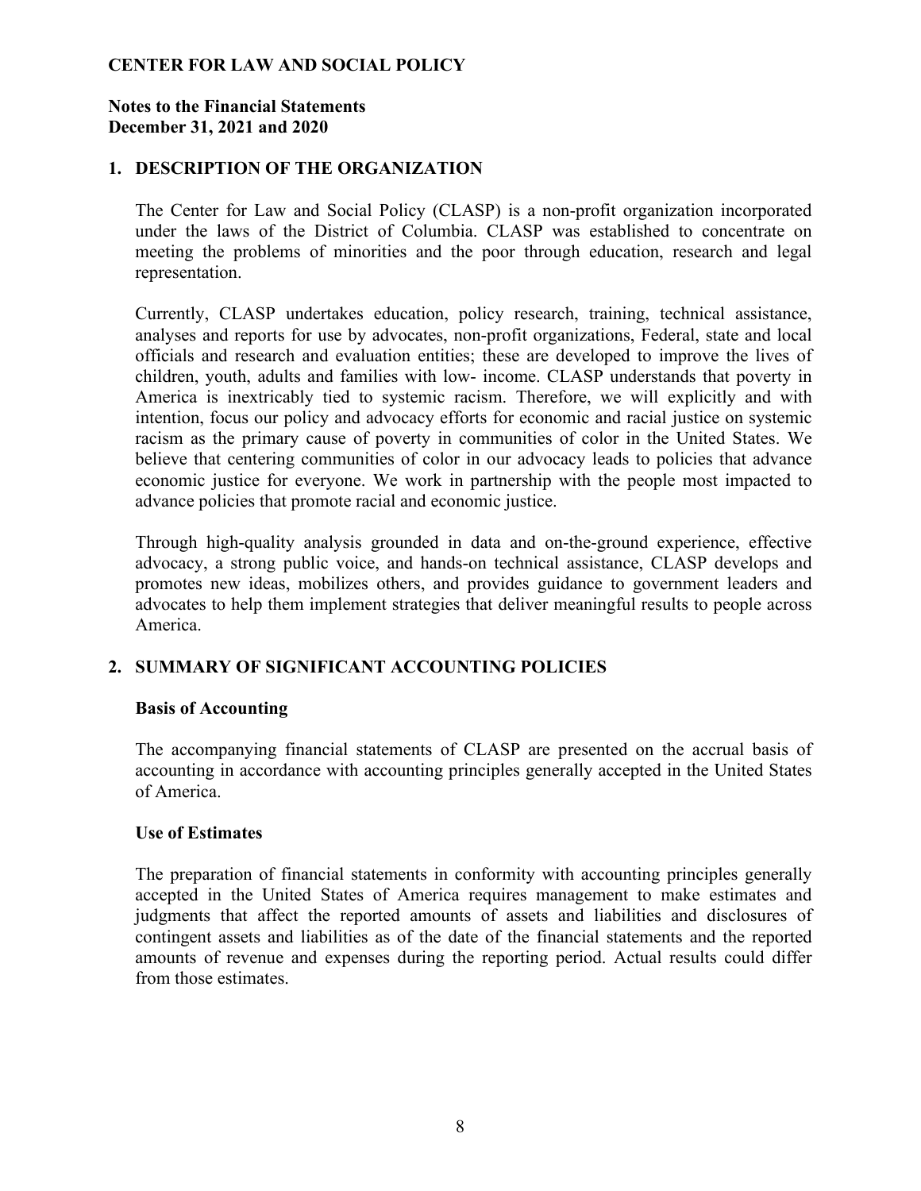**CENTER FOR LAW AND SOCIAL POLICY**

**Notes to the Financial Statements**
**December 31, 2021 and 2020**

## 1. DESCRIPTION OF THE ORGANIZATION

The Center for Law and Social Policy (CLASP) is a non-profit organization incorporated under the laws of the District of Columbia. CLASP was established to concentrate on meeting the problems of minorities and the poor through education, research and legal representation.

Currently, CLASP undertakes education, policy research, training, technical assistance, analyses and reports for use by advocates, non-profit organizations, Federal, state and local officials and research and evaluation entities; these are developed to improve the lives of children, youth, adults and families with low- income. CLASP understands that poverty in America is inextricably tied to systemic racism. Therefore, we will explicitly and with intention, focus our policy and advocacy efforts for economic and racial justice on systemic racism as the primary cause of poverty in communities of color in the United States. We believe that centering communities of color in our advocacy leads to policies that advance economic justice for everyone. We work in partnership with the people most impacted to advance policies that promote racial and economic justice.

Through high-quality analysis grounded in data and on-the-ground experience, effective advocacy, a strong public voice, and hands-on technical assistance, CLASP develops and promotes new ideas, mobilizes others, and provides guidance to government leaders and advocates to help them implement strategies that deliver meaningful results to people across America.

## 2. SUMMARY OF SIGNIFICANT ACCOUNTING POLICIES

### Basis of Accounting

The accompanying financial statements of CLASP are presented on the accrual basis of accounting in accordance with accounting principles generally accepted in the United States of America.

### Use of Estimates

The preparation of financial statements in conformity with accounting principles generally accepted in the United States of America requires management to make estimates and judgments that affect the reported amounts of assets and liabilities and disclosures of contingent assets and liabilities as of the date of the financial statements and the reported amounts of revenue and expenses during the reporting period. Actual results could differ from those estimates.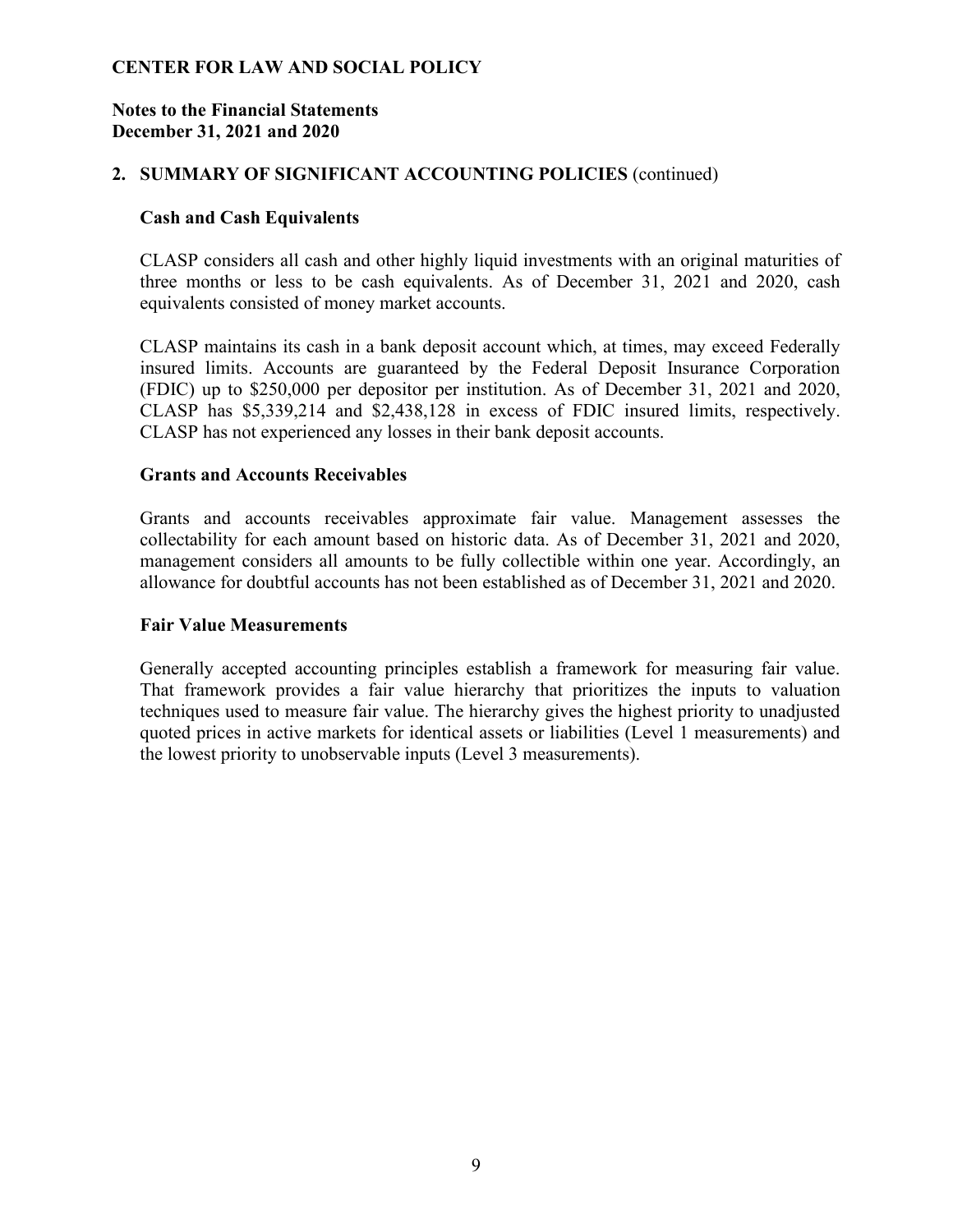**CENTER FOR LAW AND SOCIAL POLICY**

**Notes to the Financial Statements**
**December 31, 2021 and 2020**

## 2. SUMMARY OF SIGNIFICANT ACCOUNTING POLICIES (continued)

### Cash and Cash Equivalents

CLASP considers all cash and other highly liquid investments with an original maturities of three months or less to be cash equivalents. As of December 31, 2021 and 2020, cash equivalents consisted of money market accounts.

CLASP maintains its cash in a bank deposit account which, at times, may exceed Federally insured limits. Accounts are guaranteed by the Federal Deposit Insurance Corporation (FDIC) up to $250,000 per depositor per institution. As of December 31, 2021 and 2020, CLASP has $5,339,214 and $2,438,128 in excess of FDIC insured limits, respectively. CLASP has not experienced any losses in their bank deposit accounts.

### Grants and Accounts Receivables

Grants and accounts receivables approximate fair value. Management assesses the collectability for each amount based on historic data. As of December 31, 2021 and 2020, management considers all amounts to be fully collectible within one year. Accordingly, an allowance for doubtful accounts has not been established as of December 31, 2021 and 2020.

### Fair Value Measurements

Generally accepted accounting principles establish a framework for measuring fair value. That framework provides a fair value hierarchy that prioritizes the inputs to valuation techniques used to measure fair value. The hierarchy gives the highest priority to unadjusted quoted prices in active markets for identical assets or liabilities (Level 1 measurements) and the lowest priority to unobservable inputs (Level 3 measurements).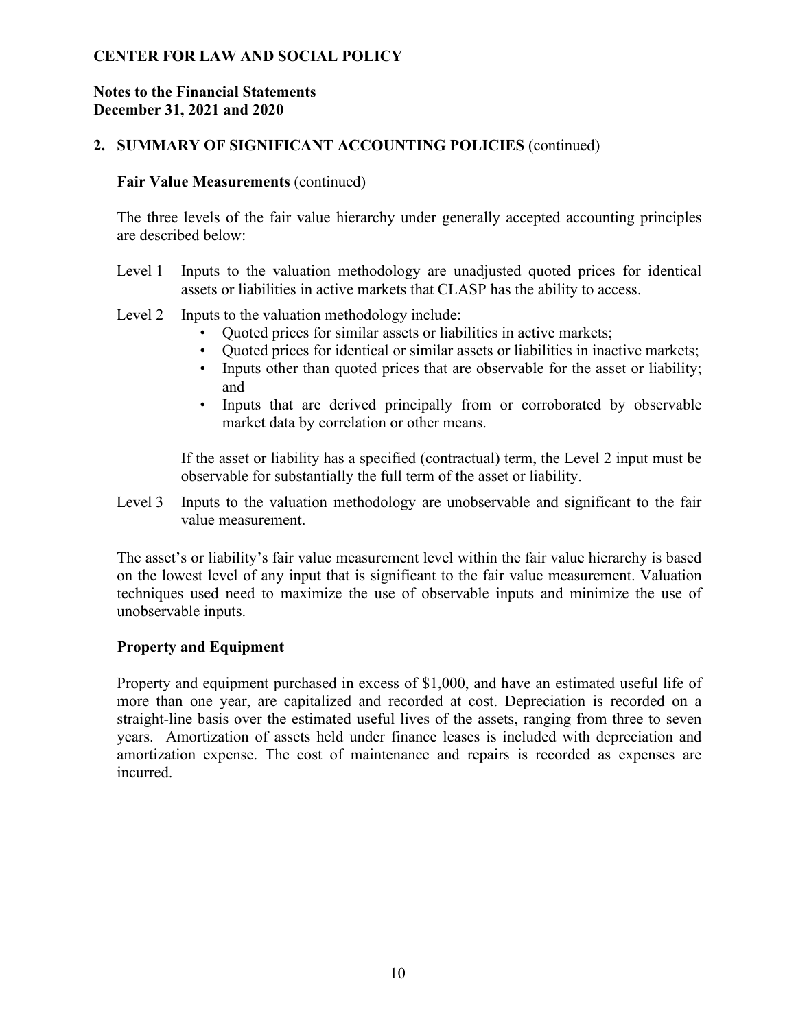## 2. SUMMARY OF SIGNIFICANT ACCOUNTING POLICIES (continued)

### Fair Value Measurements (continued)

The three levels of the fair value hierarchy under generally accepted accounting principles are described below:

Level 1 Inputs to the valuation methodology are unadjusted quoted prices for identical assets or liabilities in active markets that CLASP has the ability to access.

Level 2 Inputs to the valuation methodology include:

- Quoted prices for similar assets or liabilities in active markets;
- Quoted prices for identical or similar assets or liabilities in inactive markets;
- Inputs other than quoted prices that are observable for the asset or liability; and
- Inputs that are derived principally from or corroborated by observable market data by correlation or other means.

If the asset or liability has a specified (contractual) term, the Level 2 input must be observable for substantially the full term of the asset or liability.

Level 3 Inputs to the valuation methodology are unobservable and significant to the fair value measurement.

The asset's or liability's fair value measurement level within the fair value hierarchy is based on the lowest level of any input that is significant to the fair value measurement. Valuation techniques used need to maximize the use of observable inputs and minimize the use of unobservable inputs.

### Property and Equipment

Property and equipment purchased in excess of $1,000, and have an estimated useful life of more than one year, are capitalized and recorded at cost. Depreciation is recorded on a straight-line basis over the estimated useful lives of the assets, ranging from three to seven years. Amortization of assets held under finance leases is included with depreciation and amortization expense. The cost of maintenance and repairs is recorded as expenses are incurred.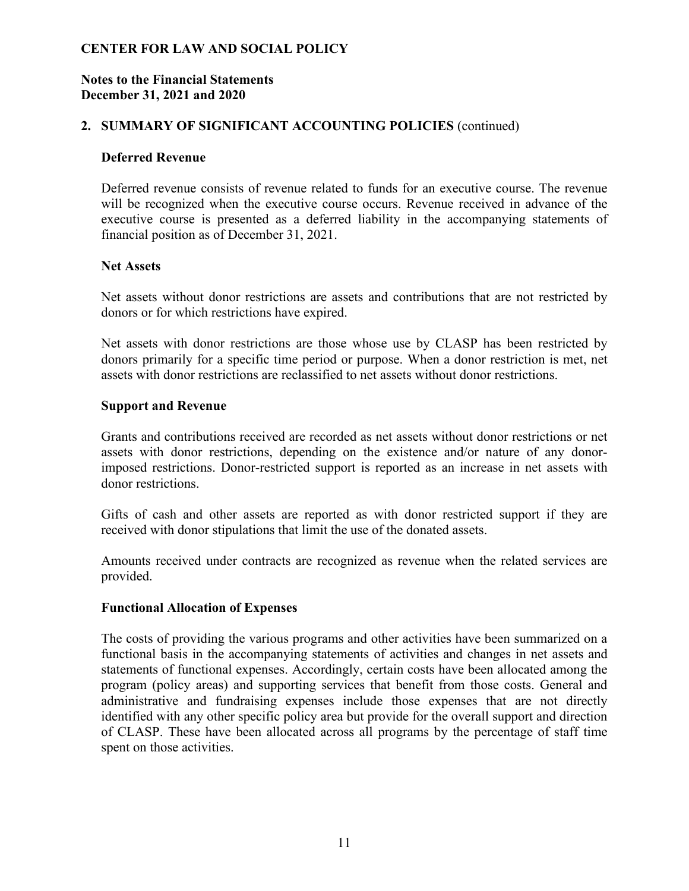**CENTER FOR LAW AND SOCIAL POLICY**

**Notes to the Financial Statements**
**December 31, 2021 and 2020**

## 2. SUMMARY OF SIGNIFICANT ACCOUNTING POLICIES (continued)

### Deferred Revenue

Deferred revenue consists of revenue related to funds for an executive course. The revenue will be recognized when the executive course occurs. Revenue received in advance of the executive course is presented as a deferred liability in the accompanying statements of financial position as of December 31, 2021.

### Net Assets

Net assets without donor restrictions are assets and contributions that are not restricted by donors or for which restrictions have expired.

Net assets with donor restrictions are those whose use by CLASP has been restricted by donors primarily for a specific time period or purpose. When a donor restriction is met, net assets with donor restrictions are reclassified to net assets without donor restrictions.

### Support and Revenue

Grants and contributions received are recorded as net assets without donor restrictions or net assets with donor restrictions, depending on the existence and/or nature of any donor-imposed restrictions. Donor-restricted support is reported as an increase in net assets with donor restrictions.

Gifts of cash and other assets are reported as with donor restricted support if they are received with donor stipulations that limit the use of the donated assets.

Amounts received under contracts are recognized as revenue when the related services are provided.

### Functional Allocation of Expenses

The costs of providing the various programs and other activities have been summarized on a functional basis in the accompanying statements of activities and changes in net assets and statements of functional expenses. Accordingly, certain costs have been allocated among the program (policy areas) and supporting services that benefit from those costs. General and administrative and fundraising expenses include those expenses that are not directly identified with any other specific policy area but provide for the overall support and direction of CLASP. These have been allocated across all programs by the percentage of staff time spent on those activities.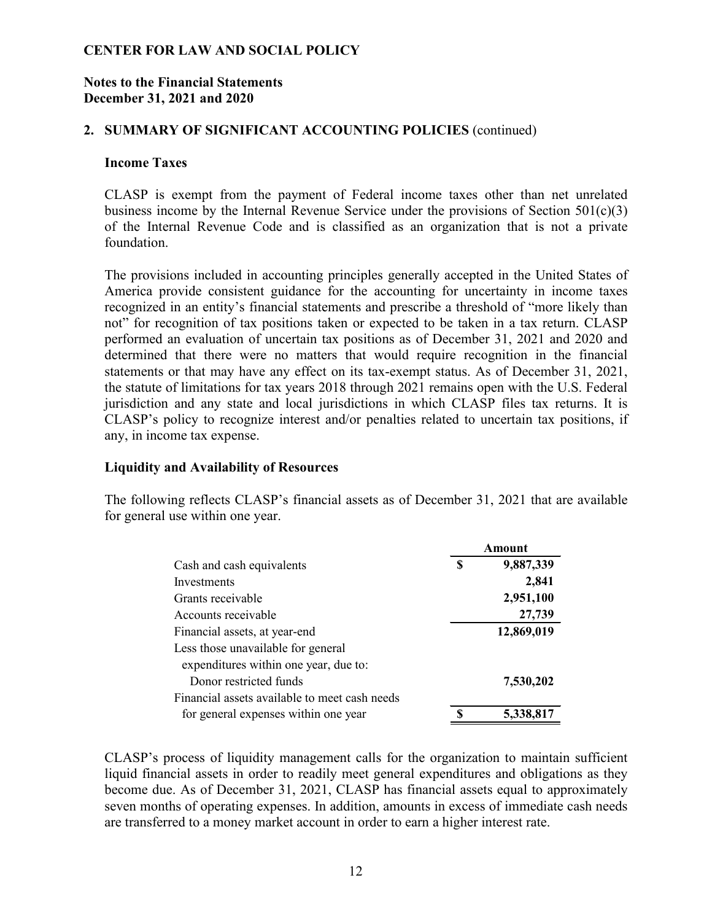**CENTER FOR LAW AND SOCIAL POLICY**

**Notes to the Financial Statements**
**December 31, 2021 and 2020**

**2. SUMMARY OF SIGNIFICANT ACCOUNTING POLICIES** (continued)

**Income Taxes**

CLASP is exempt from the payment of Federal income taxes other than net unrelated business income by the Internal Revenue Service under the provisions of Section 501(c)(3) of the Internal Revenue Code and is classified as an organization that is not a private foundation.

The provisions included in accounting principles generally accepted in the United States of America provide consistent guidance for the accounting for uncertainty in income taxes recognized in an entity's financial statements and prescribe a threshold of "more likely than not" for recognition of tax positions taken or expected to be taken in a tax return. CLASP performed an evaluation of uncertain tax positions as of December 31, 2021 and 2020 and determined that there were no matters that would require recognition in the financial statements or that may have any effect on its tax-exempt status. As of December 31, 2021, the statute of limitations for tax years 2018 through 2021 remains open with the U.S. Federal jurisdiction and any state and local jurisdictions in which CLASP files tax returns. It is CLASP's policy to recognize interest and/or penalties related to uncertain tax positions, if any, in income tax expense.

**Liquidity and Availability of Resources**

The following reflects CLASP's financial assets as of December 31, 2021 that are available for general use within one year.

| | Amount |
|---|---|
| Cash and cash equivalents | $ 9,887,339 |
| Investments | 2,841 |
| Grants receivable | 2,951,100 |
| Accounts receivable | 27,739 |
| Financial assets, at year-end | 12,869,019 |
| Less those unavailable for general expenditures within one year, due to: | |
| Donor restricted funds | 7,530,202 |
| Financial assets available to meet cash needs for general expenses within one year | $ 5,338,817 |

CLASP's process of liquidity management calls for the organization to maintain sufficient liquid financial assets in order to readily meet general expenditures and obligations as they become due. As of December 31, 2021, CLASP has financial assets equal to approximately seven months of operating expenses. In addition, amounts in excess of immediate cash needs are transferred to a money market account in order to earn a higher interest rate.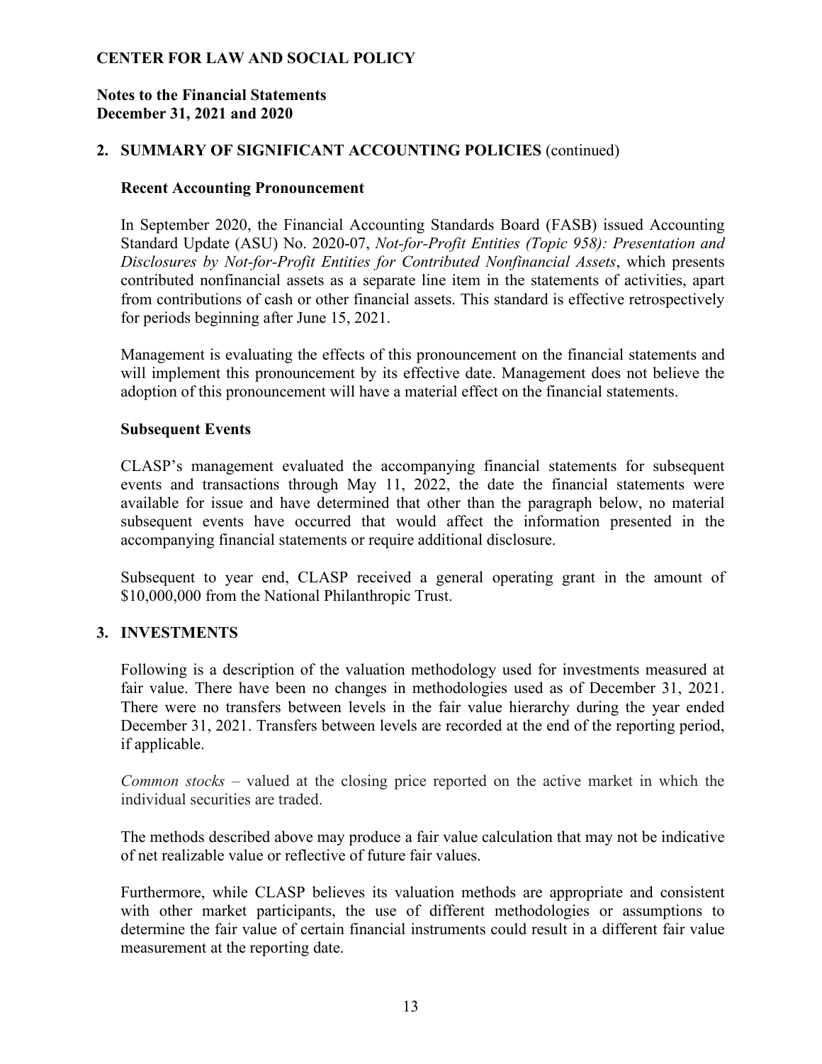**CENTER FOR LAW AND SOCIAL POLICY**

**Notes to the Financial Statements**
**December 31, 2021 and 2020**

## 2. SUMMARY OF SIGNIFICANT ACCOUNTING POLICIES (continued)

### Recent Accounting Pronouncement

In September 2020, the Financial Accounting Standards Board (FASB) issued Accounting Standard Update (ASU) No. 2020-07, *Not-for-Profit Entities (Topic 958): Presentation and Disclosures by Not-for-Profit Entities for Contributed Nonfinancial Assets*, which presents contributed nonfinancial assets as a separate line item in the statements of activities, apart from contributions of cash or other financial assets. This standard is effective retrospectively for periods beginning after June 15, 2021.

Management is evaluating the effects of this pronouncement on the financial statements and will implement this pronouncement by its effective date. Management does not believe the adoption of this pronouncement will have a material effect on the financial statements.

### Subsequent Events

CLASP's management evaluated the accompanying financial statements for subsequent events and transactions through May 11, 2022, the date the financial statements were available for issue and have determined that other than the paragraph below, no material subsequent events have occurred that would affect the information presented in the accompanying financial statements or require additional disclosure.

Subsequent to year end, CLASP received a general operating grant in the amount of $10,000,000 from the National Philanthropic Trust.

## 3. INVESTMENTS

Following is a description of the valuation methodology used for investments measured at fair value. There have been no changes in methodologies used as of December 31, 2021. There were no transfers between levels in the fair value hierarchy during the year ended December 31, 2021. Transfers between levels are recorded at the end of the reporting period, if applicable.

*Common stocks* – valued at the closing price reported on the active market in which the individual securities are traded.

The methods described above may produce a fair value calculation that may not be indicative of net realizable value or reflective of future fair values.

Furthermore, while CLASP believes its valuation methods are appropriate and consistent with other market participants, the use of different methodologies or assumptions to determine the fair value of certain financial instruments could result in a different fair value measurement at the reporting date.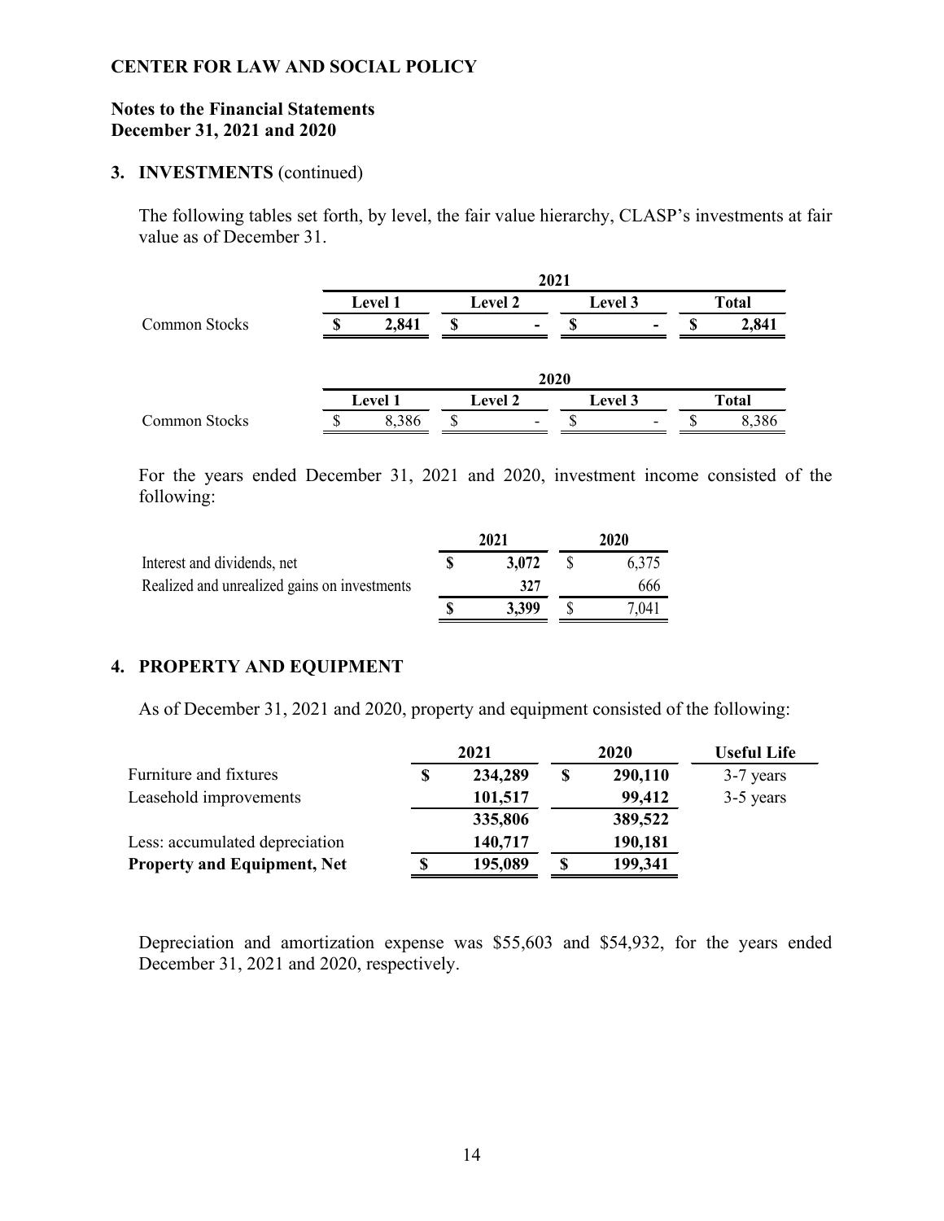**CENTER FOR LAW AND SOCIAL POLICY**

**Notes to the Financial Statements**
**December 31, 2021 and 2020**

**3. INVESTMENTS** (continued)

The following tables set forth, by level, the fair value hierarchy, CLASP's investments at fair value as of December 31.

| | 2021 | | | |
|---|---|---|---|---|
| | **Level 1** | **Level 2** | **Level 3** | **Total** |
| Common Stocks | **$ 2,841** | **$ -** | **$ -** | **$ 2,841** |

| | 2020 | | | |
|---|---|---|---|---|
| | **Level 1** | **Level 2** | **Level 3** | **Total** |
| Common Stocks | $ 8,386 | $ - | $ - | $ 8,386 |

For the years ended December 31, 2021 and 2020, investment income consisted of the following:

| | **2021** | **2020** |
|---|---|---|
| Interest and dividends, net | **$ 3,072** | $ 6,375 |
| Realized and unrealized gains on investments | **327** | 666 |
| | **$ 3,399** | $ 7,041 |

**4. PROPERTY AND EQUIPMENT**

As of December 31, 2021 and 2020, property and equipment consisted of the following:

| | **2021** | **2020** | **Useful Life** |
|---|---|---|---|
| Furniture and fixtures | **$ 234,289** | **$ 290,110** | 3-7 years |
| Leasehold improvements | **101,517** | **99,412** | 3-5 years |
| | **335,806** | **389,522** | |
| Less: accumulated depreciation | **140,717** | **190,181** | |
| **Property and Equipment, Net** | **$ 195,089** | **$ 199,341** | |

Depreciation and amortization expense was $55,603 and $54,932, for the years ended December 31, 2021 and 2020, respectively.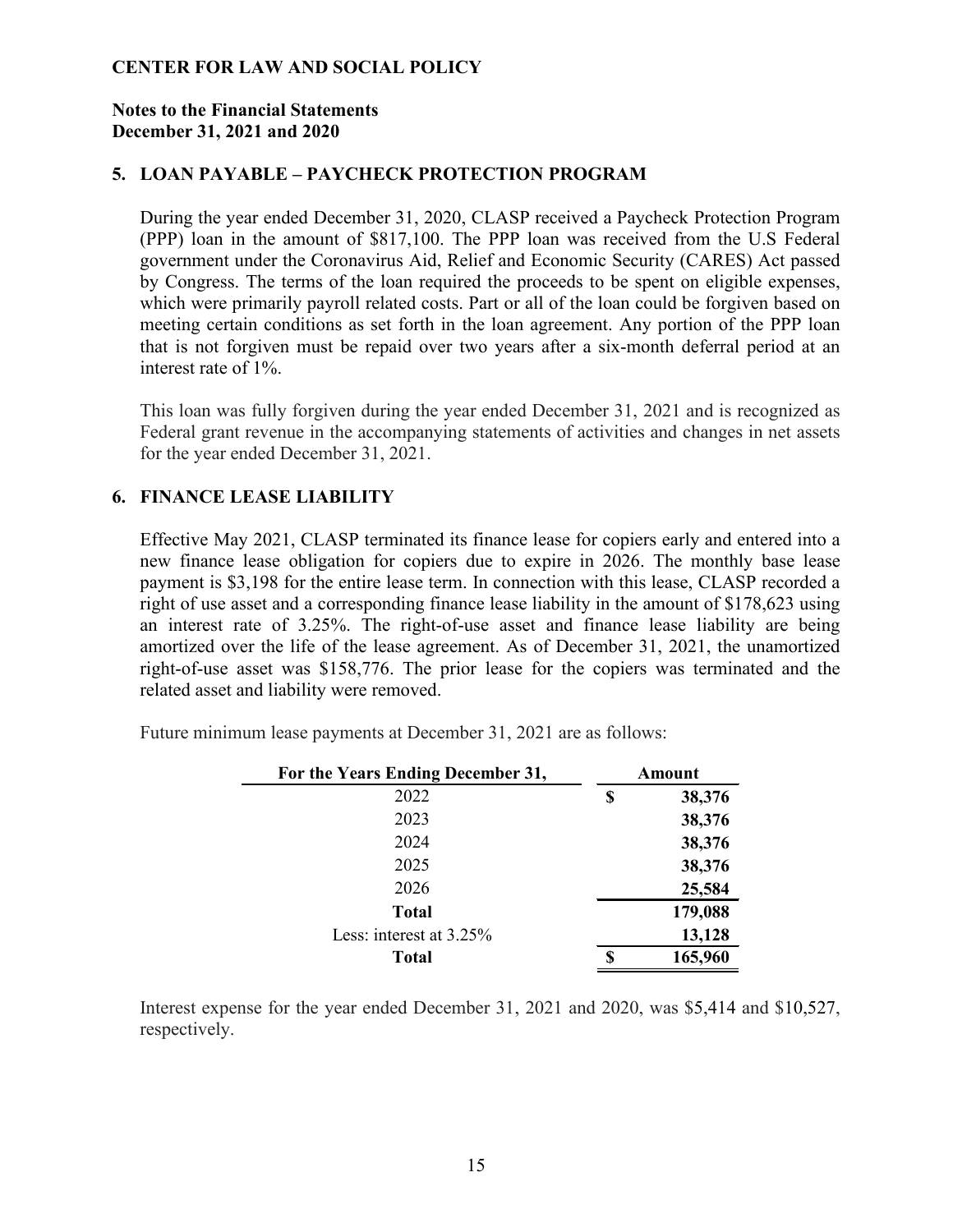**CENTER FOR LAW AND SOCIAL POLICY**

**Notes to the Financial Statements**
**December 31, 2021 and 2020**

## 5. LOAN PAYABLE – PAYCHECK PROTECTION PROGRAM

During the year ended December 31, 2020, CLASP received a Paycheck Protection Program (PPP) loan in the amount of $817,100. The PPP loan was received from the U.S Federal government under the Coronavirus Aid, Relief and Economic Security (CARES) Act passed by Congress. The terms of the loan required the proceeds to be spent on eligible expenses, which were primarily payroll related costs. Part or all of the loan could be forgiven based on meeting certain conditions as set forth in the loan agreement. Any portion of the PPP loan that is not forgiven must be repaid over two years after a six-month deferral period at an interest rate of 1%.

This loan was fully forgiven during the year ended December 31, 2021 and is recognized as Federal grant revenue in the accompanying statements of activities and changes in net assets for the year ended December 31, 2021.

## 6. FINANCE LEASE LIABILITY

Effective May 2021, CLASP terminated its finance lease for copiers early and entered into a new finance lease obligation for copiers due to expire in 2026. The monthly base lease payment is $3,198 for the entire lease term. In connection with this lease, CLASP recorded a right of use asset and a corresponding finance lease liability in the amount of $178,623 using an interest rate of 3.25%. The right-of-use asset and finance lease liability are being amortized over the life of the lease agreement. As of December 31, 2021, the unamortized right-of-use asset was $158,776. The prior lease for the copiers was terminated and the related asset and liability were removed.

Future minimum lease payments at December 31, 2021 are as follows:

| For the Years Ending December 31, | Amount |
|---|---|
| 2022 | $ 38,376 |
| 2023 | 38,376 |
| 2024 | 38,376 |
| 2025 | 38,376 |
| 2026 | 25,584 |
| **Total** | 179,088 |
| Less: interest at 3.25% | 13,128 |
| **Total** | $ 165,960 |

Interest expense for the year ended December 31, 2021 and 2020, was $5,414 and $10,527, respectively.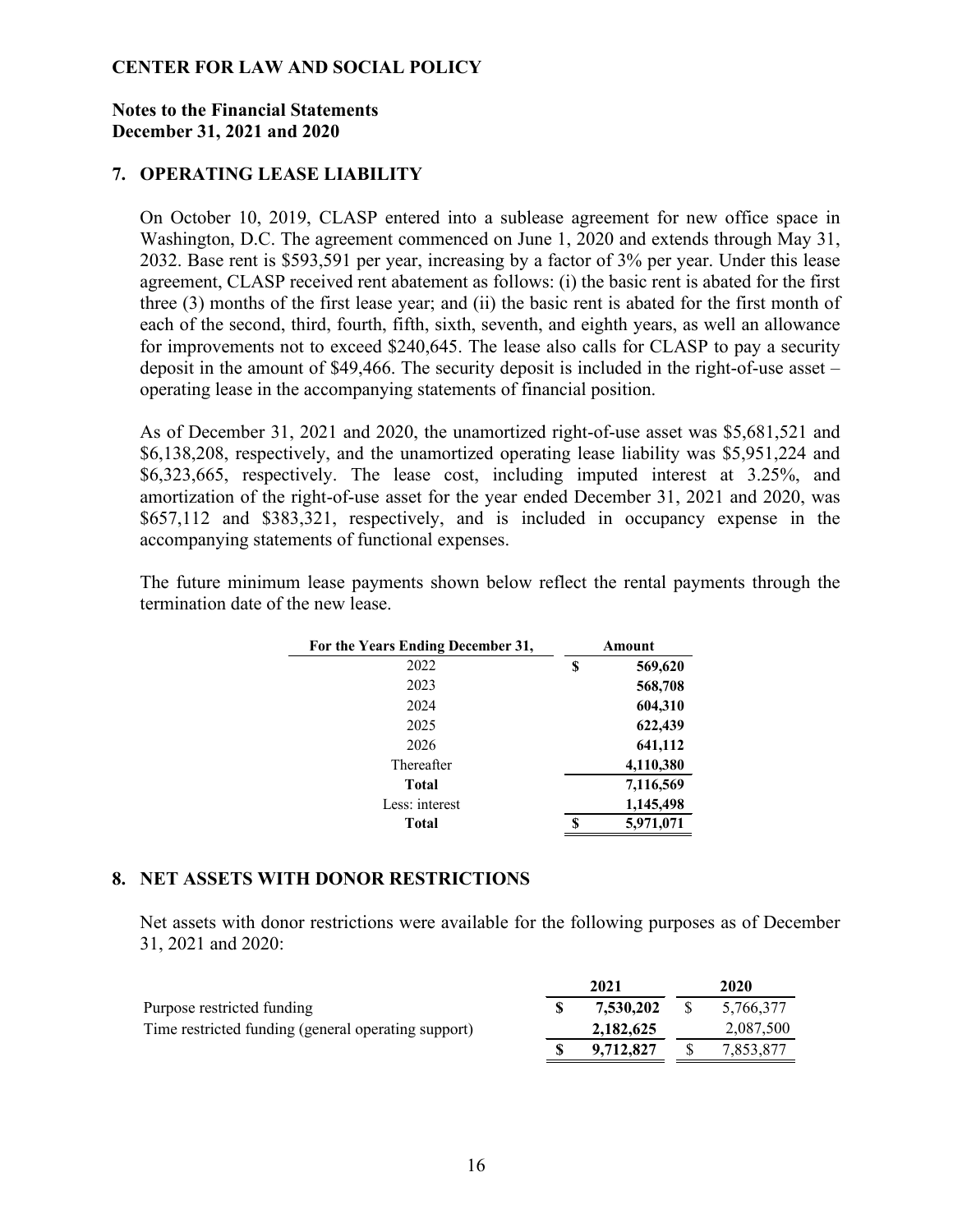**CENTER FOR LAW AND SOCIAL POLICY**

**Notes to the Financial Statements**
**December 31, 2021 and 2020**

## 7. OPERATING LEASE LIABILITY

On October 10, 2019, CLASP entered into a sublease agreement for new office space in Washington, D.C. The agreement commenced on June 1, 2020 and extends through May 31, 2032. Base rent is $593,591 per year, increasing by a factor of 3% per year. Under this lease agreement, CLASP received rent abatement as follows: (i) the basic rent is abated for the first three (3) months of the first lease year; and (ii) the basic rent is abated for the first month of each of the second, third, fourth, fifth, sixth, seventh, and eighth years, as well an allowance for improvements not to exceed $240,645. The lease also calls for CLASP to pay a security deposit in the amount of $49,466. The security deposit is included in the right-of-use asset – operating lease in the accompanying statements of financial position.

As of December 31, 2021 and 2020, the unamortized right-of-use asset was $5,681,521 and $6,138,208, respectively, and the unamortized operating lease liability was $5,951,224 and $6,323,665, respectively. The lease cost, including imputed interest at 3.25%, and amortization of the right-of-use asset for the year ended December 31, 2021 and 2020, was $657,112 and $383,321, respectively, and is included in occupancy expense in the accompanying statements of functional expenses.

The future minimum lease payments shown below reflect the rental payments through the termination date of the new lease.

| For the Years Ending December 31, | Amount |
|---|---|
| 2022 | $ 569,620 |
| 2023 | 568,708 |
| 2024 | 604,310 |
| 2025 | 622,439 |
| 2026 | 641,112 |
| Thereafter | 4,110,380 |
| **Total** | 7,116,569 |
| Less: interest | 1,145,498 |
| **Total** | $ 5,971,071 |

## 8. NET ASSETS WITH DONOR RESTRICTIONS

Net assets with donor restrictions were available for the following purposes as of December 31, 2021 and 2020:

| | 2021 | 2020 |
|---|---|---|
| Purpose restricted funding | $ 7,530,202 | $ 5,766,377 |
| Time restricted funding (general operating support) | 2,182,625 | 2,087,500 |
| | $ 9,712,827 | $ 7,853,877 |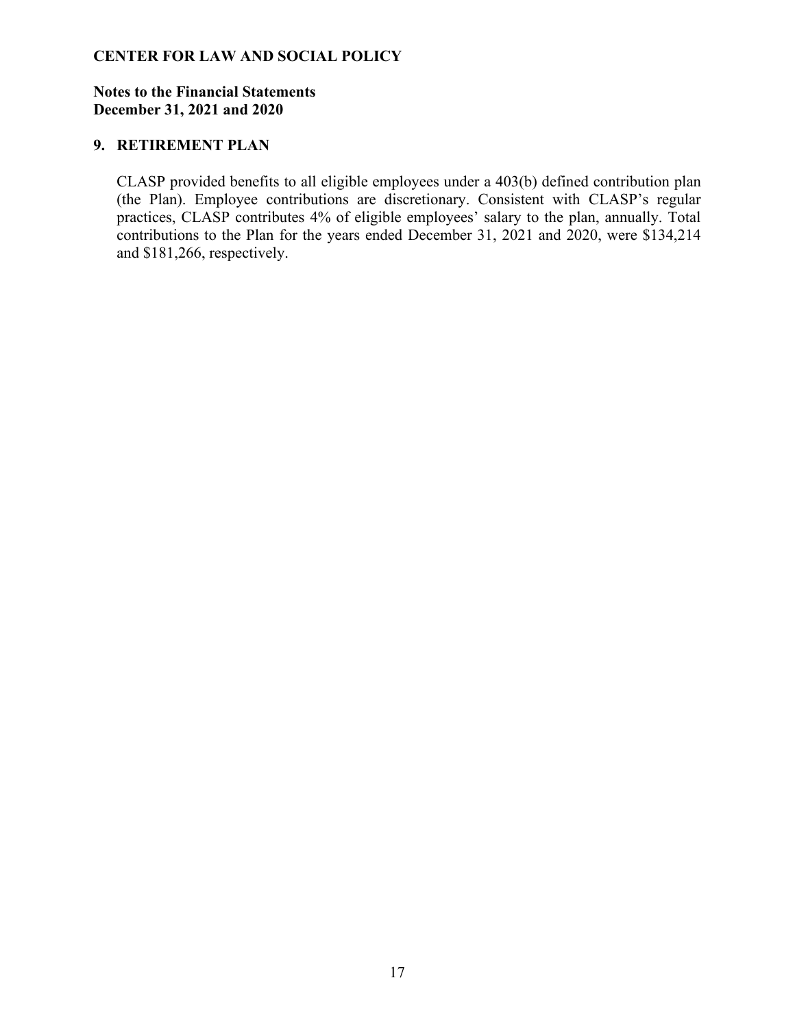**CENTER FOR LAW AND SOCIAL POLICY**

**Notes to the Financial Statements**
**December 31, 2021 and 2020**

## 9. RETIREMENT PLAN

CLASP provided benefits to all eligible employees under a 403(b) defined contribution plan (the Plan). Employee contributions are discretionary. Consistent with CLASP's regular practices, CLASP contributes 4% of eligible employees' salary to the plan, annually. Total contributions to the Plan for the years ended December 31, 2021 and 2020, were $134,214 and $181,266, respectively.